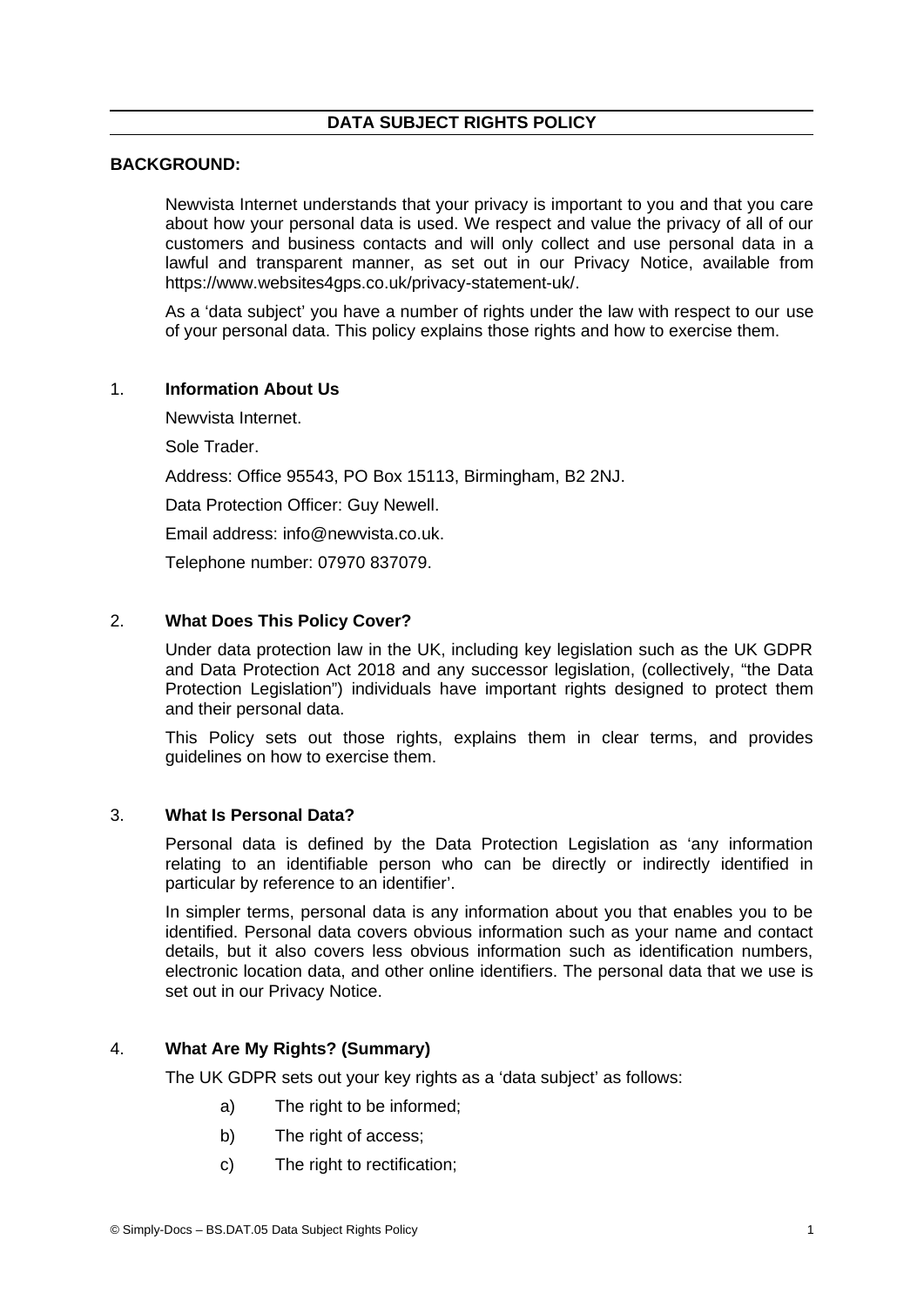# DATA SUBJECT RIGHTS POLICY

**BACKGROUND:**

Newvista Internet understands that your privacy is important to you and that you care about how your personal data is used. We respect and value the privacy of all of our customers and business contacts and will only collect and use personal data in a lawful and transparent manner, as set out in our Privacy Notice, available from https://www.websites4gps.co.uk/privacy-statement-uk/.

As a 'data subject' you have a number of rights under the law with respect to our use of your personal data. This policy explains those rights and how to exercise them.

## 1. Information About Us

Newvista Internet.

Sole Trader.

Address: Office 95543, PO Box 15113, Birmingham, B2 2NJ.

Data Protection Officer: Guy Newell.

Email address: info@newvista.co.uk.

Telephone number: 07970 837079.

## 2. What Does This Policy Cover?

Under data protection law in the UK, including key legislation such as the UK GDPR and Data Protection Act 2018 and any successor legislation, (collectively, "the Data Protection Legislation") individuals have important rights designed to protect them and their personal data.

This Policy sets out those rights, explains them in clear terms, and provides guidelines on how to exercise them.

## 3. What Is Personal Data?

Personal data is defined by the Data Protection Legislation as 'any information relating to an identifiable person who can be directly or indirectly identified in particular by reference to an identifier'.

In simpler terms, personal data is any information about you that enables you to be identified. Personal data covers obvious information such as your name and contact details, but it also covers less obvious information such as identification numbers, electronic location data, and other online identifiers. The personal data that we use is set out in our Privacy Notice.

## 4. What Are My Rights? (Summary)

The UK GDPR sets out your key rights as a 'data subject' as follows:

a) The right to be informed;

b) The right of access;

c) The right to rectification;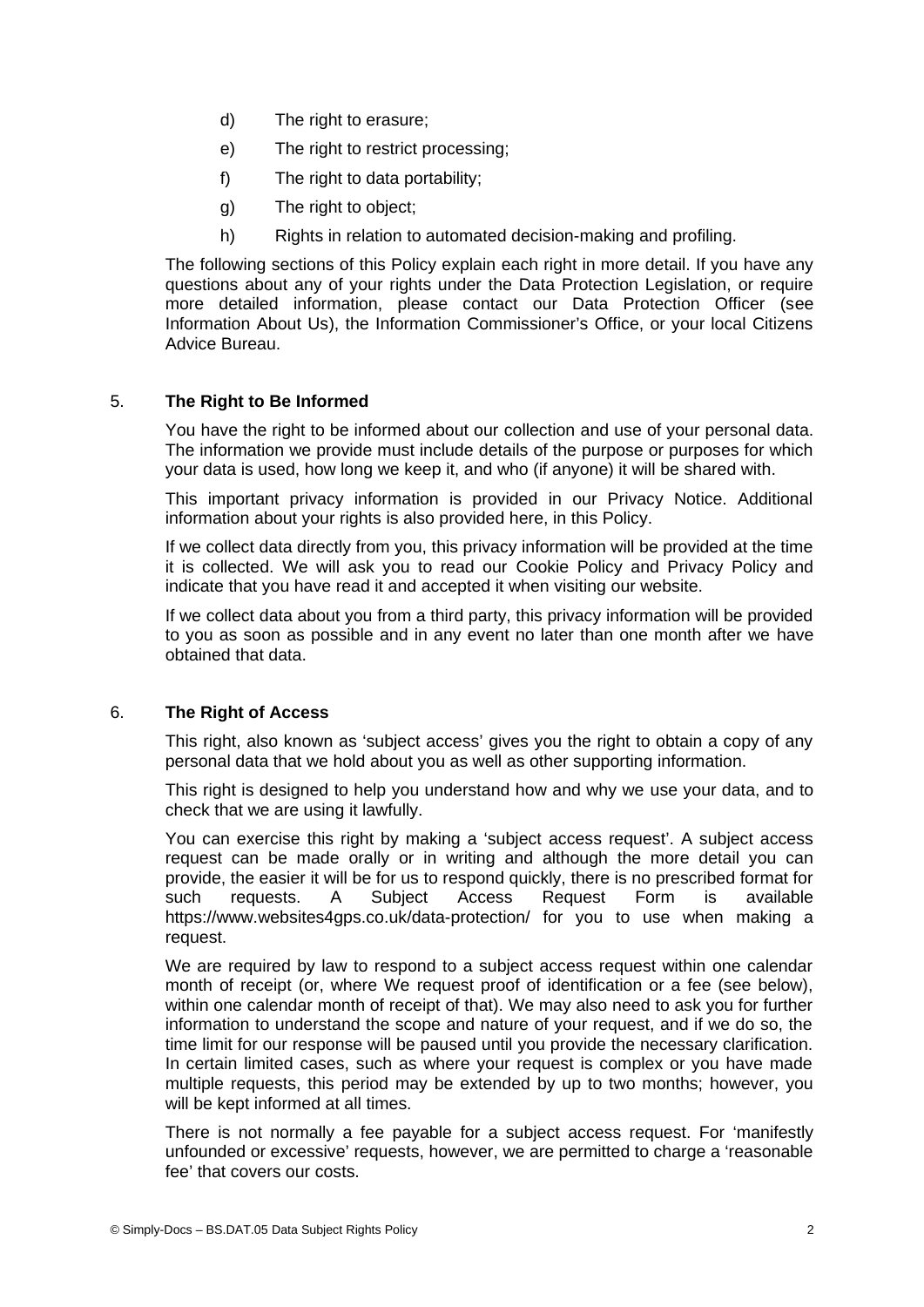d) The right to erasure;

e) The right to restrict processing;

f) The right to data portability;

g) The right to object;

h) Rights in relation to automated decision-making and profiling.

The following sections of this Policy explain each right in more detail. If you have any questions about any of your rights under the Data Protection Legislation, or require more detailed information, please contact our Data Protection Officer (see Information About Us), the Information Commissioner's Office, or your local Citizens Advice Bureau.

## 5. The Right to Be Informed

You have the right to be informed about our collection and use of your personal data. The information we provide must include details of the purpose or purposes for which your data is used, how long we keep it, and who (if anyone) it will be shared with.

This important privacy information is provided in our Privacy Notice. Additional information about your rights is also provided here, in this Policy.

If we collect data directly from you, this privacy information will be provided at the time it is collected. We will ask you to read our Cookie Policy and Privacy Policy and indicate that you have read it and accepted it when visiting our website.

If we collect data about you from a third party, this privacy information will be provided to you as soon as possible and in any event no later than one month after we have obtained that data.

## 6. The Right of Access

This right, also known as 'subject access' gives you the right to obtain a copy of any personal data that we hold about you as well as other supporting information.

This right is designed to help you understand how and why we use your data, and to check that we are using it lawfully.

You can exercise this right by making a 'subject access request'. A subject access request can be made orally or in writing and although the more detail you can provide, the easier it will be for us to respond quickly, there is no prescribed format for such requests. A Subject Access Request Form is available https://www.websites4gps.co.uk/data-protection/ for you to use when making a request.

We are required by law to respond to a subject access request within one calendar month of receipt (or, where We request proof of identification or a fee (see below), within one calendar month of receipt of that). We may also need to ask you for further information to understand the scope and nature of your request, and if we do so, the time limit for our response will be paused until you provide the necessary clarification. In certain limited cases, such as where your request is complex or you have made multiple requests, this period may be extended by up to two months; however, you will be kept informed at all times.

There is not normally a fee payable for a subject access request. For 'manifestly unfounded or excessive' requests, however, we are permitted to charge a 'reasonable fee' that covers our costs.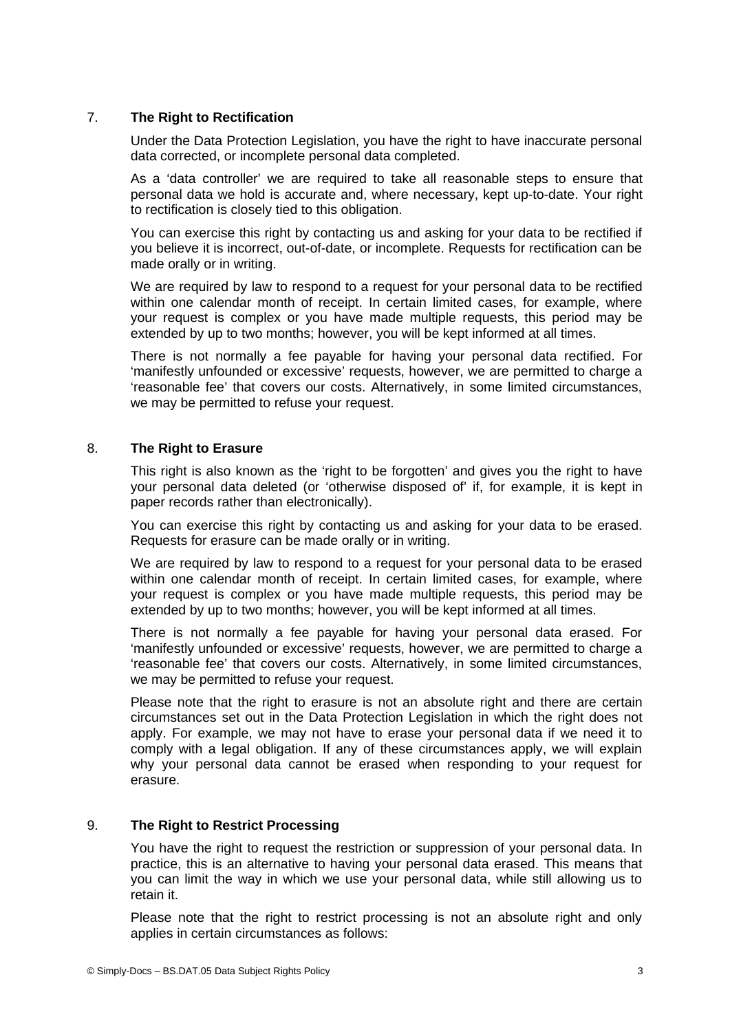## 7. The Right to Rectification

Under the Data Protection Legislation, you have the right to have inaccurate personal data corrected, or incomplete personal data completed.

As a 'data controller' we are required to take all reasonable steps to ensure that personal data we hold is accurate and, where necessary, kept up-to-date. Your right to rectification is closely tied to this obligation.

You can exercise this right by contacting us and asking for your data to be rectified if you believe it is incorrect, out-of-date, or incomplete. Requests for rectification can be made orally or in writing.

We are required by law to respond to a request for your personal data to be rectified within one calendar month of receipt. In certain limited cases, for example, where your request is complex or you have made multiple requests, this period may be extended by up to two months; however, you will be kept informed at all times.

There is not normally a fee payable for having your personal data rectified. For 'manifestly unfounded or excessive' requests, however, we are permitted to charge a 'reasonable fee' that covers our costs. Alternatively, in some limited circumstances, we may be permitted to refuse your request.

## 8. The Right to Erasure

This right is also known as the 'right to be forgotten' and gives you the right to have your personal data deleted (or 'otherwise disposed of' if, for example, it is kept in paper records rather than electronically).

You can exercise this right by contacting us and asking for your data to be erased. Requests for erasure can be made orally or in writing.

We are required by law to respond to a request for your personal data to be erased within one calendar month of receipt. In certain limited cases, for example, where your request is complex or you have made multiple requests, this period may be extended by up to two months; however, you will be kept informed at all times.

There is not normally a fee payable for having your personal data erased. For 'manifestly unfounded or excessive' requests, however, we are permitted to charge a 'reasonable fee' that covers our costs. Alternatively, in some limited circumstances, we may be permitted to refuse your request.

Please note that the right to erasure is not an absolute right and there are certain circumstances set out in the Data Protection Legislation in which the right does not apply. For example, we may not have to erase your personal data if we need it to comply with a legal obligation. If any of these circumstances apply, we will explain why your personal data cannot be erased when responding to your request for erasure.

## 9. The Right to Restrict Processing

You have the right to request the restriction or suppression of your personal data. In practice, this is an alternative to having your personal data erased. This means that you can limit the way in which we use your personal data, while still allowing us to retain it.

Please note that the right to restrict processing is not an absolute right and only applies in certain circumstances as follows: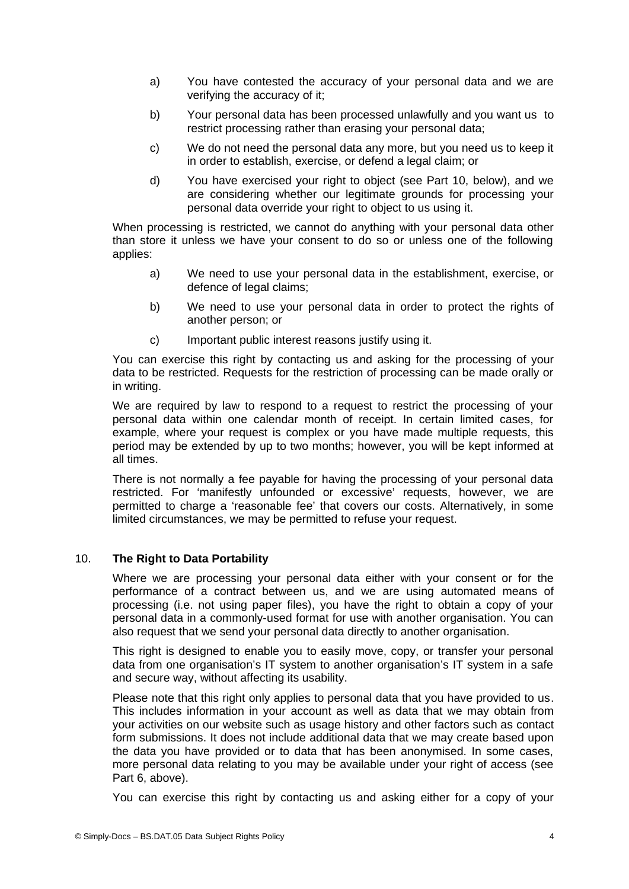a) You have contested the accuracy of your personal data and we are verifying the accuracy of it;

b) Your personal data has been processed unlawfully and you want us to restrict processing rather than erasing your personal data;

c) We do not need the personal data any more, but you need us to keep it in order to establish, exercise, or defend a legal claim; or

d) You have exercised your right to object (see Part 10, below), and we are considering whether our legitimate grounds for processing your personal data override your right to object to us using it.

When processing is restricted, we cannot do anything with your personal data other than store it unless we have your consent to do so or unless one of the following applies:

a) We need to use your personal data in the establishment, exercise, or defence of legal claims;

b) We need to use your personal data in order to protect the rights of another person; or

c) Important public interest reasons justify using it.

You can exercise this right by contacting us and asking for the processing of your data to be restricted. Requests for the restriction of processing can be made orally or in writing.

We are required by law to respond to a request to restrict the processing of your personal data within one calendar month of receipt. In certain limited cases, for example, where your request is complex or you have made multiple requests, this period may be extended by up to two months; however, you will be kept informed at all times.

There is not normally a fee payable for having the processing of your personal data restricted. For 'manifestly unfounded or excessive' requests, however, we are permitted to charge a 'reasonable fee' that covers our costs. Alternatively, in some limited circumstances, we may be permitted to refuse your request.

## 10. **The Right to Data Portability**

Where we are processing your personal data either with your consent or for the performance of a contract between us, and we are using automated means of processing (i.e. not using paper files), you have the right to obtain a copy of your personal data in a commonly-used format for use with another organisation. You can also request that we send your personal data directly to another organisation.

This right is designed to enable you to easily move, copy, or transfer your personal data from one organisation's IT system to another organisation's IT system in a safe and secure way, without affecting its usability.

Please note that this right only applies to personal data that you have provided to us. This includes information in your account as well as data that we may obtain from your activities on our website such as usage history and other factors such as contact form submissions. It does not include additional data that we may create based upon the data you have provided or to data that has been anonymised. In some cases, more personal data relating to you may be available under your right of access (see Part 6, above).

You can exercise this right by contacting us and asking either for a copy of your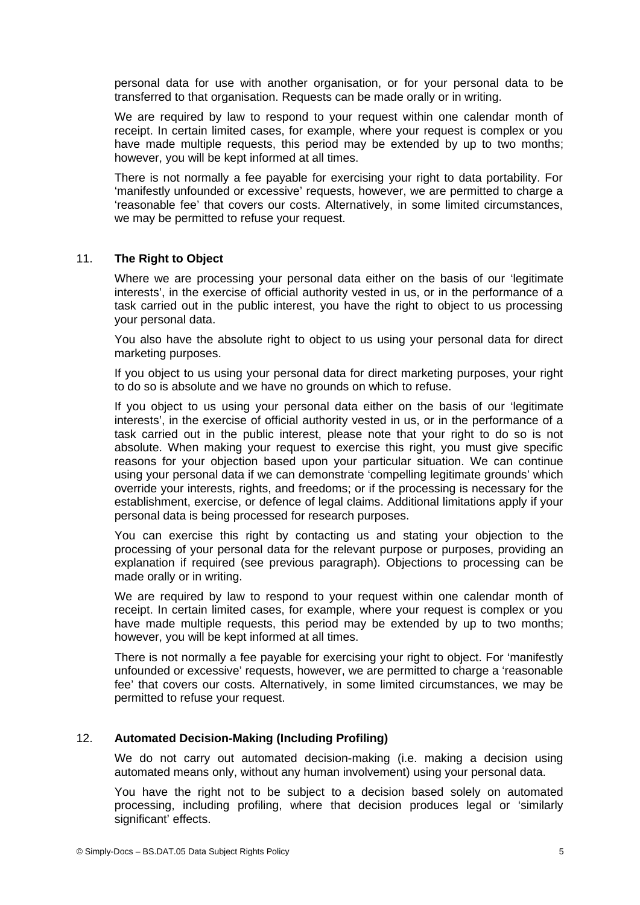personal data for use with another organisation, or for your personal data to be transferred to that organisation. Requests can be made orally or in writing.

We are required by law to respond to your request within one calendar month of receipt. In certain limited cases, for example, where your request is complex or you have made multiple requests, this period may be extended by up to two months; however, you will be kept informed at all times.

There is not normally a fee payable for exercising your right to data portability. For 'manifestly unfounded or excessive' requests, however, we are permitted to charge a 'reasonable fee' that covers our costs. Alternatively, in some limited circumstances, we may be permitted to refuse your request.

## 11. The Right to Object

Where we are processing your personal data either on the basis of our 'legitimate interests', in the exercise of official authority vested in us, or in the performance of a task carried out in the public interest, you have the right to object to us processing your personal data.

You also have the absolute right to object to us using your personal data for direct marketing purposes.

If you object to us using your personal data for direct marketing purposes, your right to do so is absolute and we have no grounds on which to refuse.

If you object to us using your personal data either on the basis of our 'legitimate interests', in the exercise of official authority vested in us, or in the performance of a task carried out in the public interest, please note that your right to do so is not absolute. When making your request to exercise this right, you must give specific reasons for your objection based upon your particular situation. We can continue using your personal data if we can demonstrate 'compelling legitimate grounds' which override your interests, rights, and freedoms; or if the processing is necessary for the establishment, exercise, or defence of legal claims. Additional limitations apply if your personal data is being processed for research purposes.

You can exercise this right by contacting us and stating your objection to the processing of your personal data for the relevant purpose or purposes, providing an explanation if required (see previous paragraph). Objections to processing can be made orally or in writing.

We are required by law to respond to your request within one calendar month of receipt. In certain limited cases, for example, where your request is complex or you have made multiple requests, this period may be extended by up to two months; however, you will be kept informed at all times.

There is not normally a fee payable for exercising your right to object. For 'manifestly unfounded or excessive' requests, however, we are permitted to charge a 'reasonable fee' that covers our costs. Alternatively, in some limited circumstances, we may be permitted to refuse your request.

## 12. Automated Decision-Making (Including Profiling)

We do not carry out automated decision-making (i.e. making a decision using automated means only, without any human involvement) using your personal data.

You have the right not to be subject to a decision based solely on automated processing, including profiling, where that decision produces legal or 'similarly significant' effects.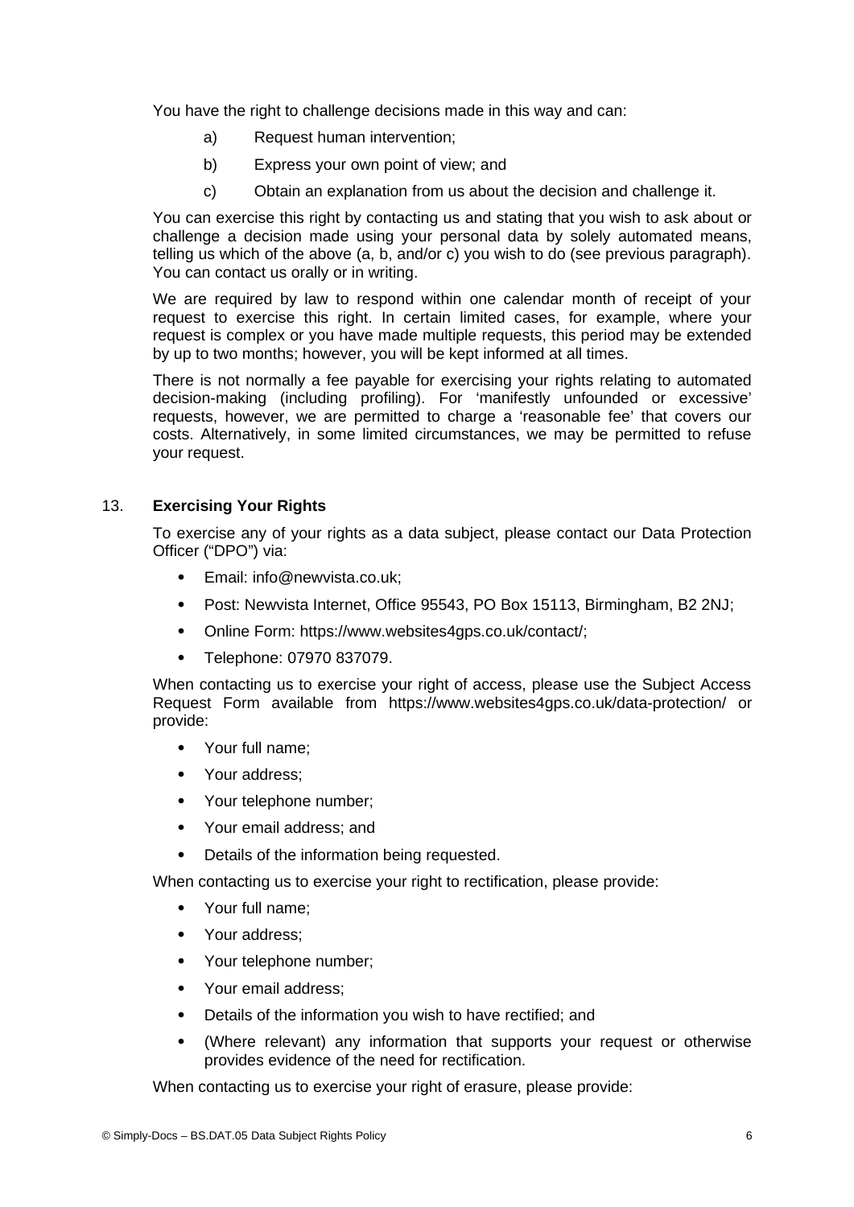You have the right to challenge decisions made in this way and can:

a) Request human intervention;

b) Express your own point of view; and

c) Obtain an explanation from us about the decision and challenge it.

You can exercise this right by contacting us and stating that you wish to ask about or challenge a decision made using your personal data by solely automated means, telling us which of the above (a, b, and/or c) you wish to do (see previous paragraph). You can contact us orally or in writing.

We are required by law to respond within one calendar month of receipt of your request to exercise this right. In certain limited cases, for example, where your request is complex or you have made multiple requests, this period may be extended by up to two months; however, you will be kept informed at all times.

There is not normally a fee payable for exercising your rights relating to automated decision-making (including profiling). For 'manifestly unfounded or excessive' requests, however, we are permitted to charge a 'reasonable fee' that covers our costs. Alternatively, in some limited circumstances, we may be permitted to refuse your request.

## 13. **Exercising Your Rights**

To exercise any of your rights as a data subject, please contact our Data Protection Officer ("DPO") via:

- Email: info@newvista.co.uk;
- Post: Newvista Internet, Office 95543, PO Box 15113, Birmingham, B2 2NJ;
- Online Form: https://www.websites4gps.co.uk/contact/;
- Telephone: 07970 837079.

When contacting us to exercise your right of access, please use the Subject Access Request Form available from https://www.websites4gps.co.uk/data-protection/ or provide:

- Your full name;
- Your address;
- Your telephone number;
- Your email address; and
- Details of the information being requested.

When contacting us to exercise your right to rectification, please provide:

- Your full name;
- Your address;
- Your telephone number;
- Your email address;
- Details of the information you wish to have rectified; and
- (Where relevant) any information that supports your request or otherwise provides evidence of the need for rectification.

When contacting us to exercise your right of erasure, please provide: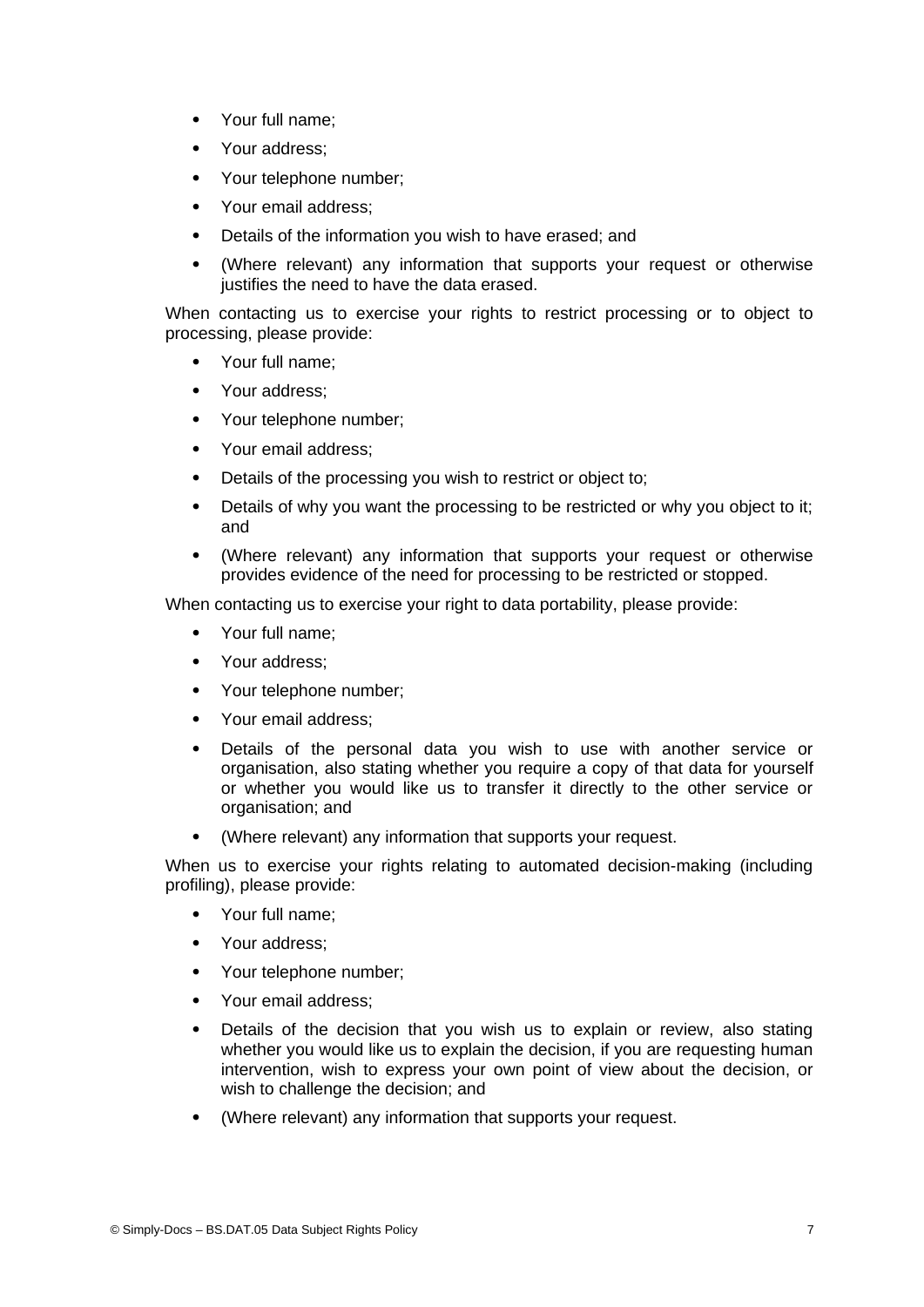- Your full name;
- Your address;
- Your telephone number;
- Your email address;
- Details of the information you wish to have erased; and
- (Where relevant) any information that supports your request or otherwise justifies the need to have the data erased.

When contacting us to exercise your rights to restrict processing or to object to processing, please provide:

- Your full name;
- Your address;
- Your telephone number;
- Your email address;
- Details of the processing you wish to restrict or object to;
- Details of why you want the processing to be restricted or why you object to it; and
- (Where relevant) any information that supports your request or otherwise provides evidence of the need for processing to be restricted or stopped.

When contacting us to exercise your right to data portability, please provide:

- Your full name;
- Your address;
- Your telephone number;
- Your email address;
- Details of the personal data you wish to use with another service or organisation, also stating whether you require a copy of that data for yourself or whether you would like us to transfer it directly to the other service or organisation; and
- (Where relevant) any information that supports your request.

When us to exercise your rights relating to automated decision-making (including profiling), please provide:

- Your full name;
- Your address;
- Your telephone number;
- Your email address;
- Details of the decision that you wish us to explain or review, also stating whether you would like us to explain the decision, if you are requesting human intervention, wish to express your own point of view about the decision, or wish to challenge the decision; and
- (Where relevant) any information that supports your request.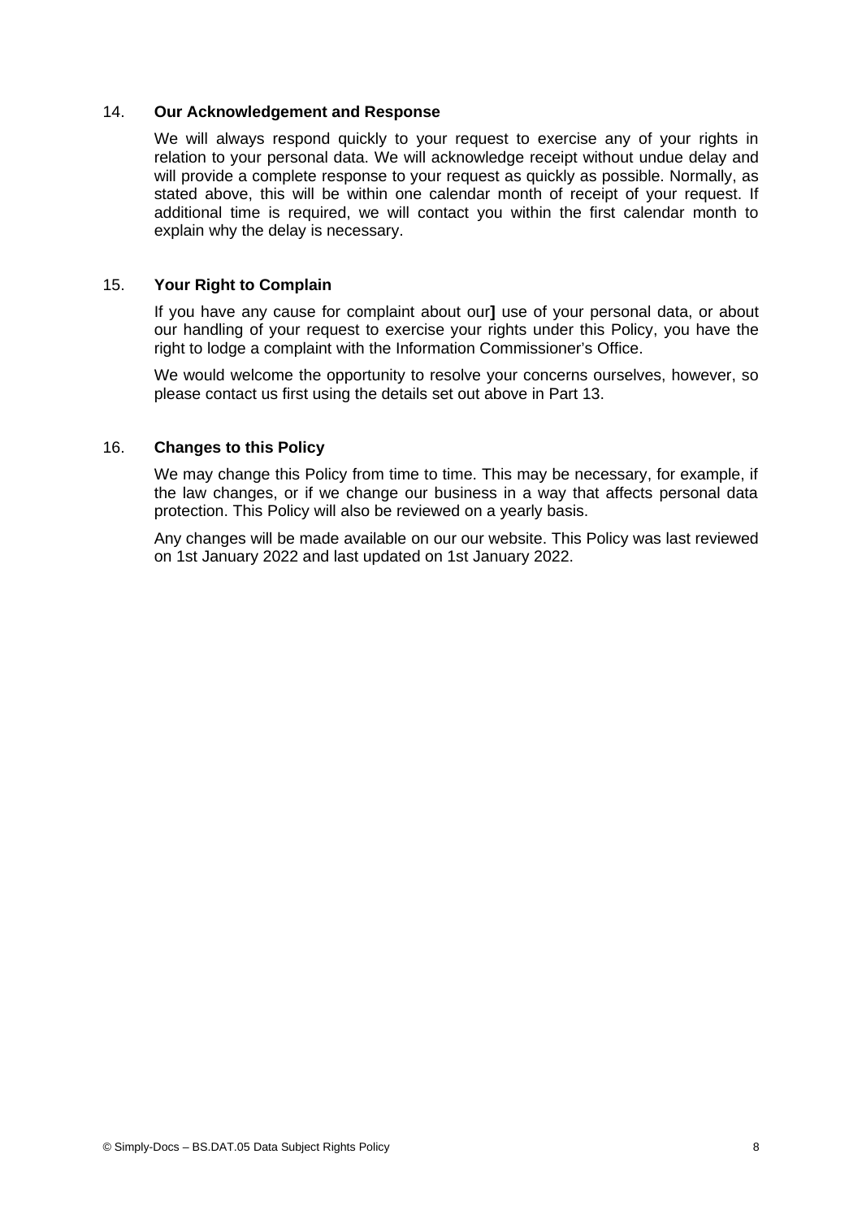## 14. Our Acknowledgement and Response

We will always respond quickly to your request to exercise any of your rights in relation to your personal data. We will acknowledge receipt without undue delay and will provide a complete response to your request as quickly as possible. Normally, as stated above, this will be within one calendar month of receipt of your request. If additional time is required, we will contact you within the first calendar month to explain why the delay is necessary.

## 15. Your Right to Complain

If you have any cause for complaint about our**]** use of your personal data, or about our handling of your request to exercise your rights under this Policy, you have the right to lodge a complaint with the Information Commissioner's Office.

We would welcome the opportunity to resolve your concerns ourselves, however, so please contact us first using the details set out above in Part 13.

## 16. Changes to this Policy

We may change this Policy from time to time. This may be necessary, for example, if the law changes, or if we change our business in a way that affects personal data protection. This Policy will also be reviewed on a yearly basis.

Any changes will be made available on our our website. This Policy was last reviewed on 1st January 2022 and last updated on 1st January 2022.